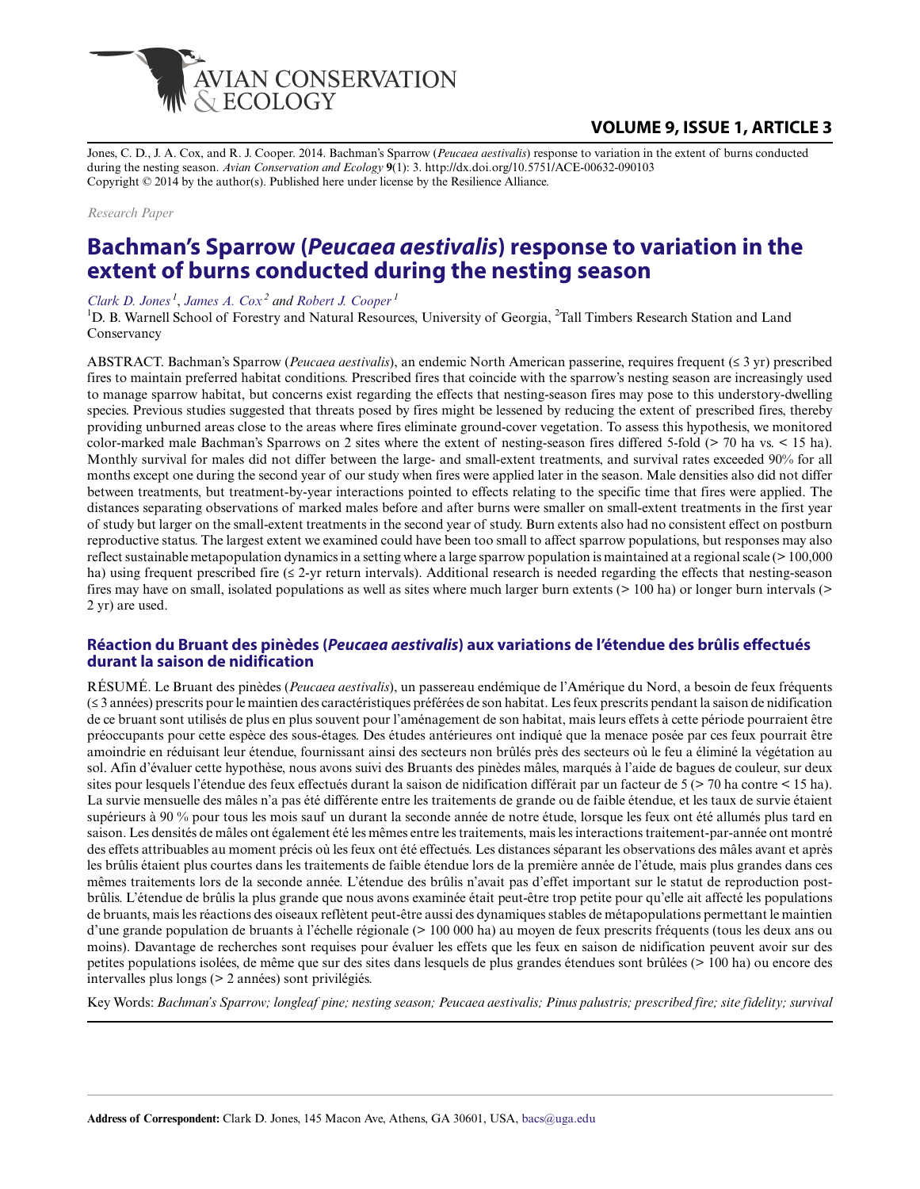Jones, C. D., J. A. Cox, and R. J. Cooper. 2014. Bachman's Sparrow (*Peucaea aestivalis*) response to variation in the extent of burns conducted during the nesting season. *Avian Conservation and Ecology* **9**(1): 3. http://dx.doi.org/10.5751/ACE-00632-090103
Copyright © 2014 by the author(s). Published here under license by the Resilience Alliance.

*Research Paper*

# Bachman's Sparrow (*Peucaea aestivalis*) response to variation in the extent of burns conducted during the nesting season

*Clark D. Jones*[1], *James A. Cox*[2] *and Robert J. Cooper*[1]

[1]D. B. Warnell School of Forestry and Natural Resources, University of Georgia, [2]Tall Timbers Research Station and Land Conservancy

ABSTRACT. Bachman's Sparrow (*Peucaea aestivalis*), an endemic North American passerine, requires frequent (≤ 3 yr) prescribed fires to maintain preferred habitat conditions. Prescribed fires that coincide with the sparrow's nesting season are increasingly used to manage sparrow habitat, but concerns exist regarding the effects that nesting-season fires may pose to this understory-dwelling species. Previous studies suggested that threats posed by fires might be lessened by reducing the extent of prescribed fires, thereby providing unburned areas close to the areas where fires eliminate ground-cover vegetation. To assess this hypothesis, we monitored color-marked male Bachman's Sparrows on 2 sites where the extent of nesting-season fires differed 5-fold (> 70 ha vs. < 15 ha). Monthly survival for males did not differ between the large- and small-extent treatments, and survival rates exceeded 90% for all months except one during the second year of our study when fires were applied later in the season. Male densities also did not differ between treatments, but treatment-by-year interactions pointed to effects relating to the specific time that fires were applied. The distances separating observations of marked males before and after burns were smaller on small-extent treatments in the first year of study but larger on the small-extent treatments in the second year of study. Burn extents also had no consistent effect on postburn reproductive status. The largest extent we examined could have been too small to affect sparrow populations, but responses may also reflect sustainable metapopulation dynamics in a setting where a large sparrow population is maintained at a regional scale (> 100,000 ha) using frequent prescribed fire (≤ 2-yr return intervals). Additional research is needed regarding the effects that nesting-season fires may have on small, isolated populations as well as sites where much larger burn extents (> 100 ha) or longer burn intervals (> 2 yr) are used.

## Réaction du Bruant des pinèdes (*Peucaea aestivalis*) aux variations de l'étendue des brûlis effectués durant la saison de nidification

RÉSUMÉ. Le Bruant des pinèdes (*Peucaea aestivalis*), un passereau endémique de l'Amérique du Nord, a besoin de feux fréquents (≤ 3 années) prescrits pour le maintien des caractéristiques préférées de son habitat. Les feux prescrits pendant la saison de nidification de ce bruant sont utilisés de plus en plus souvent pour l'aménagement de son habitat, mais leurs effets à cette période pourraient être préoccupants pour cette espèce des sous-étages. Des études antérieures ont indiqué que la menace posée par ces feux pourrait être amoindrie en réduisant leur étendue, fournissant ainsi des secteurs non brûlés près des secteurs où le feu a éliminé la végétation au sol. Afin d'évaluer cette hypothèse, nous avons suivi des Bruants des pinèdes mâles, marqués à l'aide de bagues de couleur, sur deux sites pour lesquels l'étendue des feux effectués durant la saison de nidification différait par un facteur de 5 (> 70 ha contre < 15 ha). La survie mensuelle des mâles n'a pas été différente entre les traitements de grande ou de faible étendue, et les taux de survie étaient supérieurs à 90 % pour tous les mois sauf un durant la seconde année de notre étude, lorsque les feux ont été allumés plus tard en saison. Les densités de mâles ont également été les mêmes entre les traitements, mais les interactions traitement-par-année ont montré des effets attribuables au moment précis où les feux ont été effectués. Les distances séparant les observations des mâles avant et après les brûlis étaient plus courtes dans les traitements de faible étendue lors de la première année de l'étude, mais plus grandes dans ces mêmes traitements lors de la seconde année. L'étendue des brûlis n'avait pas d'effet important sur le statut de reproduction post-brûlis. L'étendue de brûlis la plus grande que nous avons examinée était peut-être trop petite pour qu'elle ait affecté les populations de bruants, mais les réactions des oiseaux reflètent peut-être aussi des dynamiques stables de métapopulations permettant le maintien d'une grande population de bruants à l'échelle régionale (> 100 000 ha) au moyen de feux prescrits fréquents (tous les deux ans ou moins). Davantage de recherches sont requises pour évaluer les effets que les feux en saison de nidification peuvent avoir sur des petites populations isolées, de même que sur des sites dans lesquels de plus grandes étendues sont brûlées (> 100 ha) ou encore des intervalles plus longs (> 2 années) sont privilégiés.

Key Words: *Bachman's Sparrow; longleaf pine; nesting season; Peucaea aestivalis; Pinus palustris; prescribed fire; site fidelity; survival*

**Address of Correspondent:** Clark D. Jones, 145 Macon Ave, Athens, GA 30601, USA, bacs@uga.edu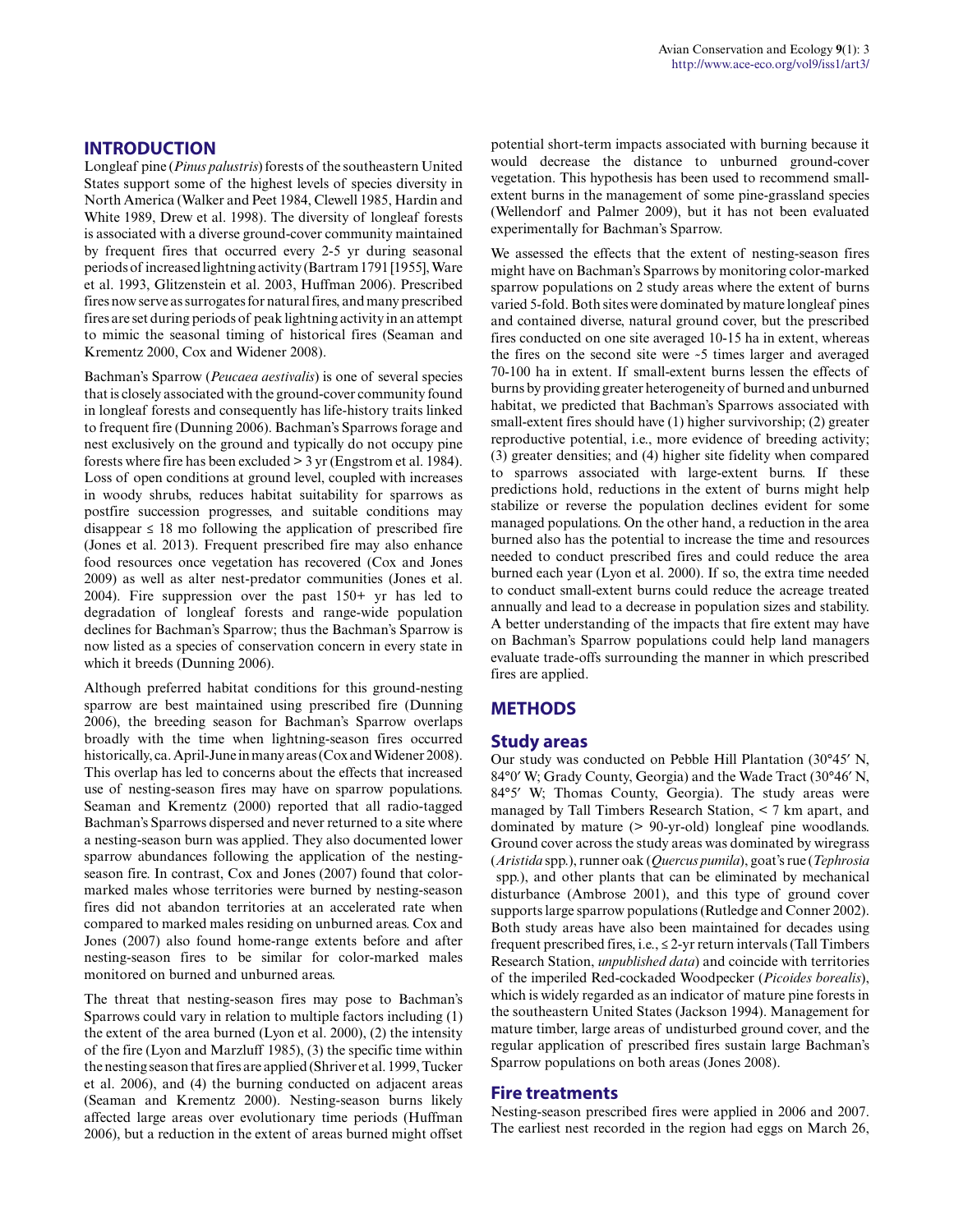## INTRODUCTION

Longleaf pine (*Pinus palustris*) forests of the southeastern United States support some of the highest levels of species diversity in North America (Walker and Peet 1984, Clewell 1985, Hardin and White 1989, Drew et al. 1998). The diversity of longleaf forests is associated with a diverse ground-cover community maintained by frequent fires that occurred every 2-5 yr during seasonal periods of increased lightning activity (Bartram 1791 [1955], Ware et al. 1993, Glitzenstein et al. 2003, Huffman 2006). Prescribed fires now serve as surrogates for natural fires, and many prescribed fires are set during periods of peak lightning activity in an attempt to mimic the seasonal timing of historical fires (Seaman and Krementz 2000, Cox and Widener 2008).

Bachman's Sparrow (*Peucaea aestivalis*) is one of several species that is closely associated with the ground-cover community found in longleaf forests and consequently has life-history traits linked to frequent fire (Dunning 2006). Bachman's Sparrows forage and nest exclusively on the ground and typically do not occupy pine forests where fire has been excluded > 3 yr (Engstrom et al. 1984). Loss of open conditions at ground level, coupled with increases in woody shrubs, reduces habitat suitability for sparrows as postfire succession progresses, and suitable conditions may disappear ≤ 18 mo following the application of prescribed fire (Jones et al. 2013). Frequent prescribed fire may also enhance food resources once vegetation has recovered (Cox and Jones 2009) as well as alter nest-predator communities (Jones et al. 2004). Fire suppression over the past 150+ yr has led to degradation of longleaf forests and range-wide population declines for Bachman's Sparrow; thus the Bachman's Sparrow is now listed as a species of conservation concern in every state in which it breeds (Dunning 2006).

Although preferred habitat conditions for this ground-nesting sparrow are best maintained using prescribed fire (Dunning 2006), the breeding season for Bachman's Sparrow overlaps broadly with the time when lightning-season fires occurred historically, ca. April-June in many areas (Cox and Widener 2008). This overlap has led to concerns about the effects that increased use of nesting-season fires may have on sparrow populations. Seaman and Krementz (2000) reported that all radio-tagged Bachman's Sparrows dispersed and never returned to a site where a nesting-season burn was applied. They also documented lower sparrow abundances following the application of the nesting-season fire. In contrast, Cox and Jones (2007) found that color-marked males whose territories were burned by nesting-season fires did not abandon territories at an accelerated rate when compared to marked males residing on unburned areas. Cox and Jones (2007) also found home-range extents before and after nesting-season fires to be similar for color-marked males monitored on burned and unburned areas.

The threat that nesting-season fires may pose to Bachman's Sparrows could vary in relation to multiple factors including (1) the extent of the area burned (Lyon et al. 2000), (2) the intensity of the fire (Lyon and Marzluff 1985), (3) the specific time within the nesting season that fires are applied (Shriver et al. 1999, Tucker et al. 2006), and (4) the burning conducted on adjacent areas (Seaman and Krementz 2000). Nesting-season burns likely affected large areas over evolutionary time periods (Huffman 2006), but a reduction in the extent of areas burned might offset potential short-term impacts associated with burning because it would decrease the distance to unburned ground-cover vegetation. This hypothesis has been used to recommend small-extent burns in the management of some pine-grassland species (Wellendorf and Palmer 2009), but it has not been evaluated experimentally for Bachman's Sparrow.

We assessed the effects that the extent of nesting-season fires might have on Bachman's Sparrows by monitoring color-marked sparrow populations on 2 study areas where the extent of burns varied 5-fold. Both sites were dominated by mature longleaf pines and contained diverse, natural ground cover, but the prescribed fires conducted on one site averaged 10-15 ha in extent, whereas the fires on the second site were ~5 times larger and averaged 70-100 ha in extent. If small-extent burns lessen the effects of burns by providing greater heterogeneity of burned and unburned habitat, we predicted that Bachman's Sparrows associated with small-extent fires should have (1) higher survivorship; (2) greater reproductive potential, i.e., more evidence of breeding activity; (3) greater densities; and (4) higher site fidelity when compared to sparrows associated with large-extent burns. If these predictions hold, reductions in the extent of burns might help stabilize or reverse the population declines evident for some managed populations. On the other hand, a reduction in the area burned also has the potential to increase the time and resources needed to conduct prescribed fires and could reduce the area burned each year (Lyon et al. 2000). If so, the extra time needed to conduct small-extent burns could reduce the acreage treated annually and lead to a decrease in population sizes and stability. A better understanding of the impacts that fire extent may have on Bachman's Sparrow populations could help land managers evaluate trade-offs surrounding the manner in which prescribed fires are applied.

## METHODS

### Study areas

Our study was conducted on Pebble Hill Plantation (30°45′ N, 84°0′ W; Grady County, Georgia) and the Wade Tract (30°46′ N, 84°5′ W; Thomas County, Georgia). The study areas were managed by Tall Timbers Research Station, < 7 km apart, and dominated by mature (> 90-yr-old) longleaf pine woodlands. Ground cover across the study areas was dominated by wiregrass (*Aristida* spp.), runner oak (*Quercus pumila*), goat's rue (*Tephrosia* spp.), and other plants that can be eliminated by mechanical disturbance (Ambrose 2001), and this type of ground cover supports large sparrow populations (Rutledge and Conner 2002). Both study areas have also been maintained for decades using frequent prescribed fires, i.e., ≤ 2-yr return intervals (Tall Timbers Research Station, *unpublished data*) and coincide with territories of the imperiled Red-cockaded Woodpecker (*Picoides borealis*), which is widely regarded as an indicator of mature pine forests in the southeastern United States (Jackson 1994). Management for mature timber, large areas of undisturbed ground cover, and the regular application of prescribed fires sustain large Bachman's Sparrow populations on both areas (Jones 2008).

### Fire treatments

Nesting-season prescribed fires were applied in 2006 and 2007. The earliest nest recorded in the region had eggs on March 26,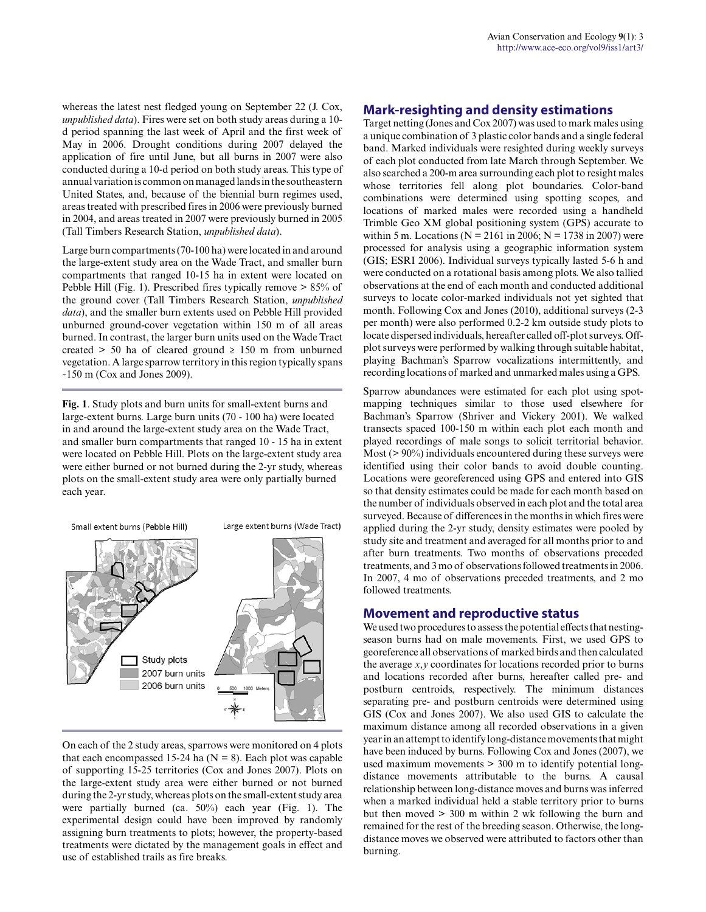whereas the latest nest fledged young on September 22 (J. Cox, *unpublished data*). Fires were set on both study areas during a 10-d period spanning the last week of April and the first week of May in 2006. Drought conditions during 2007 delayed the application of fire until June, but all burns in 2007 were also conducted during a 10-d period on both study areas. This type of annual variation is common on managed lands in the southeastern United States, and, because of the biennial burn regimes used, areas treated with prescribed fires in 2006 were previously burned in 2004, and areas treated in 2007 were previously burned in 2005 (Tall Timbers Research Station, *unpublished data*).

Large burn compartments (70-100 ha) were located in and around the large-extent study area on the Wade Tract, and smaller burn compartments that ranged 10-15 ha in extent were located on Pebble Hill (Fig. 1). Prescribed fires typically remove > 85% of the ground cover (Tall Timbers Research Station, *unpublished data*), and the smaller burn extents used on Pebble Hill provided unburned ground-cover vegetation within 150 m of all areas burned. In contrast, the larger burn units used on the Wade Tract created > 50 ha of cleared ground ≥ 150 m from unburned vegetation. A large sparrow territory in this region typically spans ~150 m (Cox and Jones 2009).

**Fig. 1**. Study plots and burn units for small-extent burns and large-extent burns. Large burn units (70 - 100 ha) were located in and around the large-extent study area on the Wade Tract, and smaller burn compartments that ranged 10 - 15 ha in extent were located on Pebble Hill. Plots on the large-extent study area were either burned or not burned during the 2-yr study, whereas plots on the small-extent study area were only partially burned each year.

On each of the 2 study areas, sparrows were monitored on 4 plots that each encompassed 15-24 ha (N = 8). Each plot was capable of supporting 15-25 territories (Cox and Jones 2007). Plots on the large-extent study area were either burned or not burned during the 2-yr study, whereas plots on the small-extent study area were partially burned (ca. 50%) each year (Fig. 1). The experimental design could have been improved by randomly assigning burn treatments to plots; however, the property-based treatments were dictated by the management goals in effect and use of established trails as fire breaks.

## Mark-resighting and density estimations

Target netting (Jones and Cox 2007) was used to mark males using a unique combination of 3 plastic color bands and a single federal band. Marked individuals were resighted during weekly surveys of each plot conducted from late March through September. We also searched a 200-m area surrounding each plot to resight males whose territories fell along plot boundaries. Color-band combinations were determined using spotting scopes, and locations of marked males were recorded using a handheld Trimble Geo XM global positioning system (GPS) accurate to within 5 m. Locations (N = 2161 in 2006; N = 1738 in 2007) were processed for analysis using a geographic information system (GIS; ESRI 2006). Individual surveys typically lasted 5-6 h and were conducted on a rotational basis among plots. We also tallied observations at the end of each month and conducted additional surveys to locate color-marked individuals not yet sighted that month. Following Cox and Jones (2010), additional surveys (2-3 per month) were also performed 0.2-2 km outside study plots to locate dispersed individuals, hereafter called off-plot surveys. Off-plot surveys were performed by walking through suitable habitat, playing Bachman's Sparrow vocalizations intermittently, and recording locations of marked and unmarked males using a GPS.

Sparrow abundances were estimated for each plot using spot-mapping techniques similar to those used elsewhere for Bachman's Sparrow (Shriver and Vickery 2001). We walked transects spaced 100-150 m within each plot each month and played recordings of male songs to solicit territorial behavior. Most (> 90%) individuals encountered during these surveys were identified using their color bands to avoid double counting. Locations were georeferenced using GPS and entered into GIS so that density estimates could be made for each month based on the number of individuals observed in each plot and the total area surveyed. Because of differences in the months in which fires were applied during the 2-yr study, density estimates were pooled by study site and treatment and averaged for all months prior to and after burn treatments. Two months of observations preceded treatments, and 3 mo of observations followed treatments in 2006. In 2007, 4 mo of observations preceded treatments, and 2 mo followed treatments.

## Movement and reproductive status

We used two procedures to assess the potential effects that nesting-season burns had on male movements. First, we used GPS to georeference all observations of marked birds and then calculated the average $x,y$ coordinates for locations recorded prior to burns and locations recorded after burns, hereafter called pre- and postburn centroids, respectively. The minimum distances separating pre- and postburn centroids were obtained using GIS (Cox and Jones 2007). We also used GIS to calculate the maximum distance among all recorded observations in a given year in an attempt to identify long-distance movements that might have been induced by burns. Following Cox and Jones (2007), we used maximum movements > 300 m to identify potential long-distance movements attributable to the burns. A causal relationship between long-distance moves and burns was inferred when a marked individual held a stable territory prior to burns but then moved > 300 m within 2 wk following the burn and remained for the rest of the breeding season. Otherwise, the long-distance moves we observed were attributed to factors other than burning.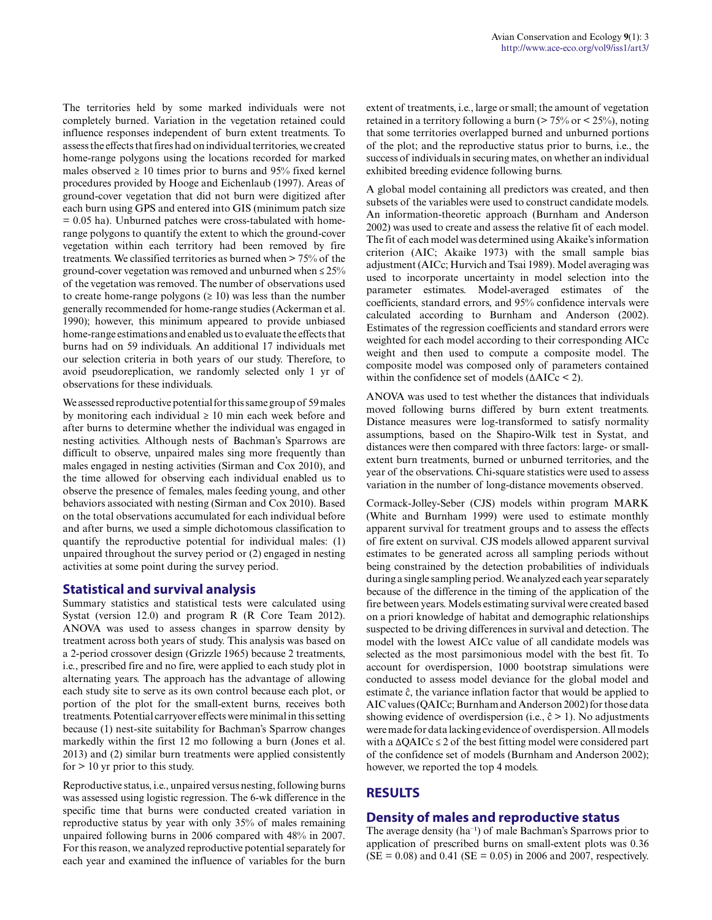The territories held by some marked individuals were not completely burned. Variation in the vegetation retained could influence responses independent of burn extent treatments. To assess the effects that fires had on individual territories, we created home-range polygons using the locations recorded for marked males observed ≥ 10 times prior to burns and 95% fixed kernel procedures provided by Hooge and Eichenlaub (1997). Areas of ground-cover vegetation that did not burn were digitized after each burn using GPS and entered into GIS (minimum patch size = 0.05 ha). Unburned patches were cross-tabulated with home-range polygons to quantify the extent to which the ground-cover vegetation within each territory had been removed by fire treatments. We classified territories as burned when > 75% of the ground-cover vegetation was removed and unburned when ≤ 25% of the vegetation was removed. The number of observations used to create home-range polygons (≥ 10) was less than the number generally recommended for home-range studies (Ackerman et al. 1990); however, this minimum appeared to provide unbiased home-range estimations and enabled us to evaluate the effects that burns had on 59 individuals. An additional 17 individuals met our selection criteria in both years of our study. Therefore, to avoid pseudoreplication, we randomly selected only 1 yr of observations for these individuals.

We assessed reproductive potential for this same group of 59 males by monitoring each individual ≥ 10 min each week before and after burns to determine whether the individual was engaged in nesting activities. Although nests of Bachman's Sparrows are difficult to observe, unpaired males sing more frequently than males engaged in nesting activities (Sirman and Cox 2010), and the time allowed for observing each individual enabled us to observe the presence of females, males feeding young, and other behaviors associated with nesting (Sirman and Cox 2010). Based on the total observations accumulated for each individual before and after burns, we used a simple dichotomous classification to quantify the reproductive potential for individual males: (1) unpaired throughout the survey period or (2) engaged in nesting activities at some point during the survey period.

## Statistical and survival analysis

Summary statistics and statistical tests were calculated using Systat (version 12.0) and program R (R Core Team 2012). ANOVA was used to assess changes in sparrow density by treatment across both years of study. This analysis was based on a 2-period crossover design (Grizzle 1965) because 2 treatments, i.e., prescribed fire and no fire, were applied to each study plot in alternating years. The approach has the advantage of allowing each study site to serve as its own control because each plot, or portion of the plot for the small-extent burns, receives both treatments. Potential carryover effects were minimal in this setting because (1) nest-site suitability for Bachman's Sparrow changes markedly within the first 12 mo following a burn (Jones et al. 2013) and (2) similar burn treatments were applied consistently for > 10 yr prior to this study.

Reproductive status, i.e., unpaired versus nesting, following burns was assessed using logistic regression. The 6-wk difference in the specific time that burns were conducted created variation in reproductive status by year with only 35% of males remaining unpaired following burns in 2006 compared with 48% in 2007. For this reason, we analyzed reproductive potential separately for each year and examined the influence of variables for the burn extent of treatments, i.e., large or small; the amount of vegetation retained in a territory following a burn (> 75% or < 25%), noting that some territories overlapped burned and unburned portions of the plot; and the reproductive status prior to burns, i.e., the success of individuals in securing mates, on whether an individual exhibited breeding evidence following burns.

A global model containing all predictors was created, and then subsets of the variables were used to construct candidate models. An information-theoretic approach (Burnham and Anderson 2002) was used to create and assess the relative fit of each model. The fit of each model was determined using Akaike's information criterion (AIC; Akaike 1973) with the small sample bias adjustment (AICc; Hurvich and Tsai 1989). Model averaging was used to incorporate uncertainty in model selection into the parameter estimates. Model-averaged estimates of the coefficients, standard errors, and 95% confidence intervals were calculated according to Burnham and Anderson (2002). Estimates of the regression coefficients and standard errors were weighted for each model according to their corresponding AICc weight and then used to compute a composite model. The composite model was composed only of parameters contained within the confidence set of models (ΔAICc < 2).

ANOVA was used to test whether the distances that individuals moved following burns differed by burn extent treatments. Distance measures were log-transformed to satisfy normality assumptions, based on the Shapiro-Wilk test in Systat, and distances were then compared with three factors: large- or small-extent burn treatments, burned or unburned territories, and the year of the observations. Chi-square statistics were used to assess variation in the number of long-distance movements observed.

Cormack-Jolley-Seber (CJS) models within program MARK (White and Burnham 1999) were used to estimate monthly apparent survival for treatment groups and to assess the effects of fire extent on survival. CJS models allowed apparent survival estimates to be generated across all sampling periods without being constrained by the detection probabilities of individuals during a single sampling period. We analyzed each year separately because of the difference in the timing of the application of the fire between years. Models estimating survival were created based on a priori knowledge of habitat and demographic relationships suspected to be driving differences in survival and detection. The model with the lowest AICc value of all candidate models was selected as the most parsimonious model with the best fit. To account for overdispersion, 1000 bootstrap simulations were conducted to assess model deviance for the global model and estimate $\hat{c}$, the variance inflation factor that would be applied to AIC values (QAICc; Burnham and Anderson 2002) for those data showing evidence of overdispersion (i.e., $\hat{c} > 1$). No adjustments were made for data lacking evidence of overdispersion. All models with a ΔQAICc ≤ 2 of the best fitting model were considered part of the confidence set of models (Burnham and Anderson 2002); however, we reported the top 4 models.

# RESULTS

## Density of males and reproductive status

The average density ($ha^{-1}$) of male Bachman's Sparrows prior to application of prescribed burns on small-extent plots was 0.36 (SE = 0.08) and 0.41 (SE = 0.05) in 2006 and 2007, respectively.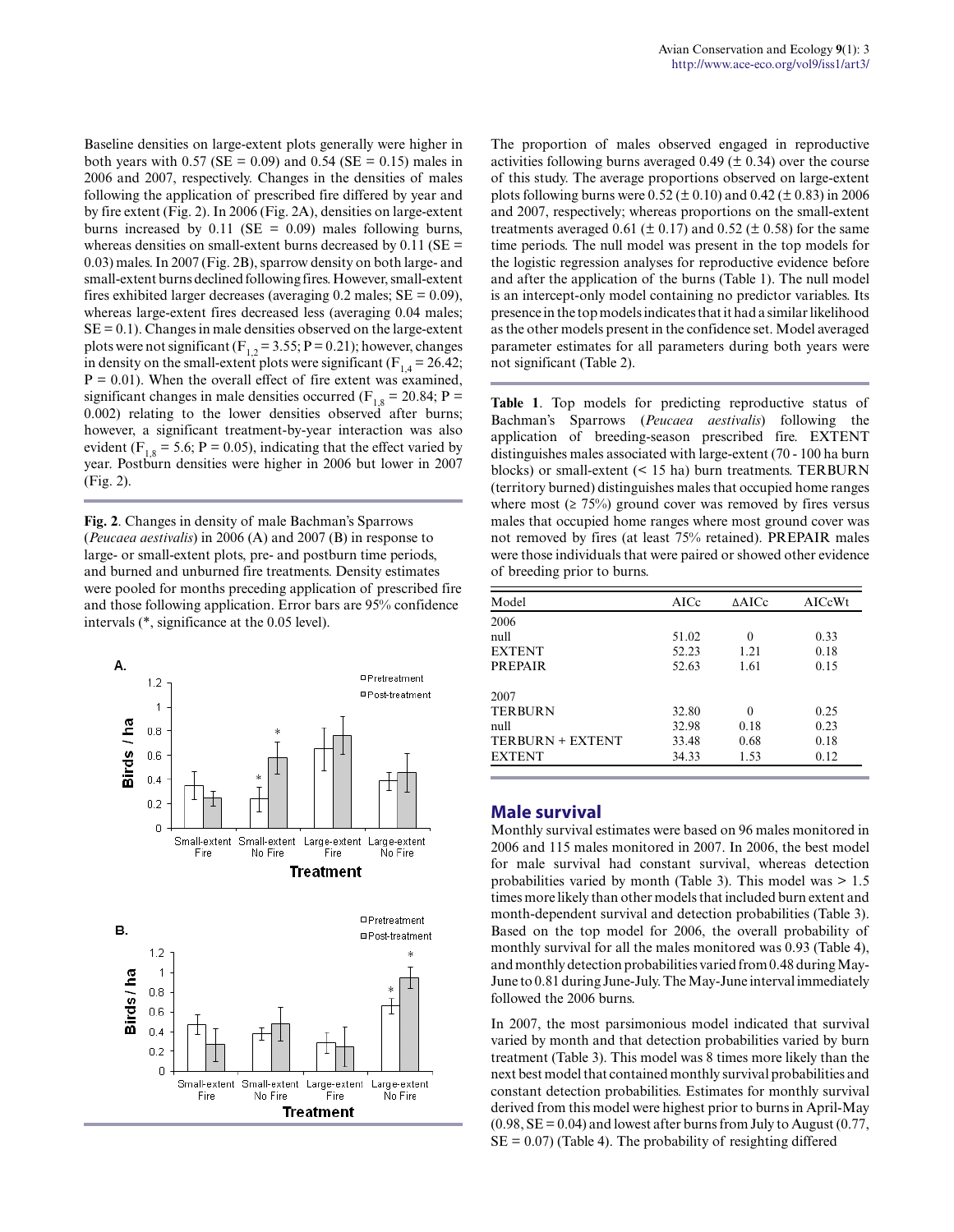Baseline densities on large-extent plots generally were higher in both years with 0.57 (SE = 0.09) and 0.54 (SE = 0.15) males in 2006 and 2007, respectively. Changes in the densities of males following the application of prescribed fire differed by year and by fire extent (Fig. 2). In 2006 (Fig. 2A), densities on large-extent burns increased by 0.11 (SE = 0.09) males following burns, whereas densities on small-extent burns decreased by 0.11 (SE = 0.03) males. In 2007 (Fig. 2B), sparrow density on both large- and small-extent burns declined following fires. However, small-extent fires exhibited larger decreases (averaging 0.2 males; SE = 0.09), whereas large-extent fires decreased less (averaging 0.04 males; SE = 0.1). Changes in male densities observed on the large-extent plots were not significant ($F_{1,2}$ = 3.55; P = 0.21); however, changes in density on the small-extent plots were significant ($F_{1,4}$ = 26.42; P = 0.01). When the overall effect of fire extent was examined, significant changes in male densities occurred ($F_{1,8}$ = 20.84; P = 0.002) relating to the lower densities observed after burns; however, a significant treatment-by-year interaction was also evident ($F_{1,8}$ = 5.6; P = 0.05), indicating that the effect varied by year. Postburn densities were higher in 2006 but lower in 2007 (Fig. 2).

**Fig. 2**. Changes in density of male Bachman's Sparrows (*Peucaea aestivalis*) in 2006 (A) and 2007 (B) in response to large- or small-extent plots, pre- and postburn time periods, and burned and unburned fire treatments. Density estimates were pooled for months preceding application of prescribed fire and those following application. Error bars are 95% confidence intervals (*, significance at the 0.05 level).

The proportion of males observed engaged in reproductive activities following burns averaged 0.49 (± 0.34) over the course of this study. The average proportions observed on large-extent plots following burns were 0.52 (± 0.10) and 0.42 (± 0.83) in 2006 and 2007, respectively; whereas proportions on the small-extent treatments averaged 0.61 (± 0.17) and 0.52 (± 0.58) for the same time periods. The null model was present in the top models for the logistic regression analyses for reproductive evidence before and after the application of the burns (Table 1). The null model is an intercept-only model containing no predictor variables. Its presence in the top models indicates that it had a similar likelihood as the other models present in the confidence set. Model averaged parameter estimates for all parameters during both years were not significant (Table 2).

**Table 1**. Top models for predicting reproductive status of Bachman's Sparrows (*Peucaea aestivalis*) following the application of breeding-season prescribed fire. EXTENT distinguishes males associated with large-extent (70 - 100 ha burn blocks) or small-extent (< 15 ha) burn treatments. TERBURN (territory burned) distinguishes males that occupied home ranges where most (≥ 75%) ground cover was removed by fires versus males that occupied home ranges where most ground cover was not removed by fires (at least 75% retained). PREPAIR males were those individuals that were paired or showed other evidence of breeding prior to burns.

| Model | AICc | ΔAICc | AICcWt |
|---|---|---|---|
| 2006 | | | |
| null | 51.02 | 0 | 0.33 |
| EXTENT | 52.23 | 1.21 | 0.18 |
| PREPAIR | 52.63 | 1.61 | 0.15 |
| | | | |
| 2007 | | | |
| TERBURN | 32.80 | 0 | 0.25 |
| null | 32.98 | 0.18 | 0.23 |
| TERBURN + EXTENT | 33.48 | 0.68 | 0.18 |
| EXTENT | 34.33 | 1.53 | 0.12 |

## Male survival

Monthly survival estimates were based on 96 males monitored in 2006 and 115 males monitored in 2007. In 2006, the best model for male survival had constant survival, whereas detection probabilities varied by month (Table 3). This model was > 1.5 times more likely than other models that included burn extent and month-dependent survival and detection probabilities (Table 3). Based on the top model for 2006, the overall probability of monthly survival for all the males monitored was 0.93 (Table 4), and monthly detection probabilities varied from 0.48 during May-June to 0.81 during June-July. The May-June interval immediately followed the 2006 burns.

In 2007, the most parsimonious model indicated that survival varied by month and that detection probabilities varied by burn treatment (Table 3). This model was 8 times more likely than the next best model that contained monthly survival probabilities and constant detection probabilities. Estimates for monthly survival derived from this model were highest prior to burns in April-May (0.98, SE = 0.04) and lowest after burns from July to August (0.77, SE = 0.07) (Table 4). The probability of resighting differed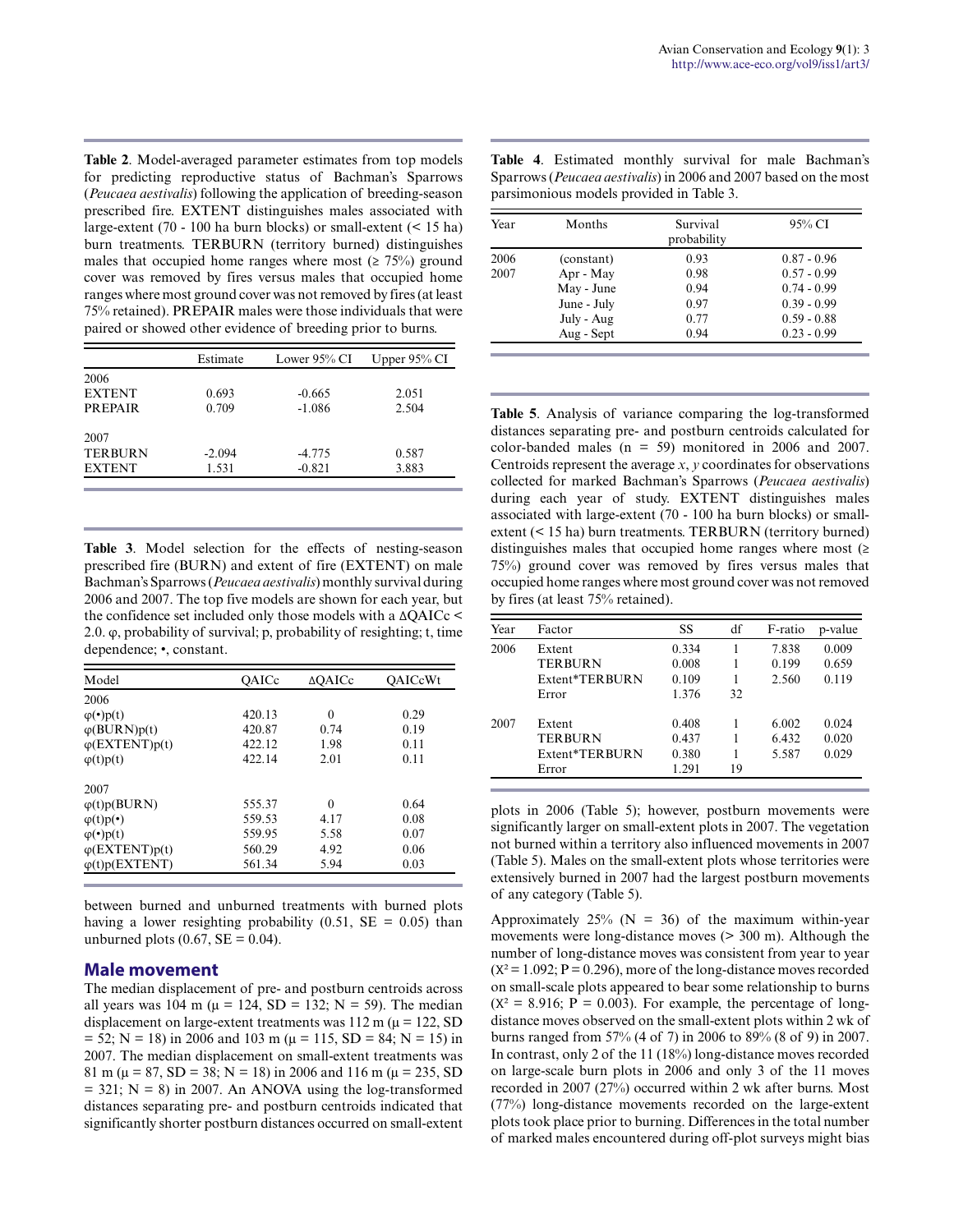**Table 2**. Model-averaged parameter estimates from top models for predicting reproductive status of Bachman's Sparrows (*Peucaea aestivalis*) following the application of breeding-season prescribed fire. EXTENT distinguishes males associated with large-extent (70 - 100 ha burn blocks) or small-extent (< 15 ha) burn treatments. TERBURN (territory burned) distinguishes males that occupied home ranges where most (≥ 75%) ground cover was removed by fires versus males that occupied home ranges where most ground cover was not removed by fires (at least 75% retained). PREPAIR males were those individuals that were paired or showed other evidence of breeding prior to burns.

| | Estimate | Lower 95% CI | Upper 95% CI |
|---|---|---|---|
| 2006 | | | |
| EXTENT | 0.693 | -0.665 | 2.051 |
| PREPAIR | 0.709 | -1.086 | 2.504 |
| 2007 | | | |
| TERBURN | -2.094 | -4.775 | 0.587 |
| EXTENT | 1.531 | -0.821 | 3.883 |

**Table 3**. Model selection for the effects of nesting-season prescribed fire (BURN) and extent of fire (EXTENT) on male Bachman's Sparrows (*Peucaea aestivalis*) monthly survival during 2006 and 2007. The top five models are shown for each year, but the confidence set included only those models with a ΔQAICc < 2.0. φ, probability of survival; p, probability of resighting; t, time dependence; •, constant.

| Model | QAICc | ΔQAICc | QAICcWt |
|---|---|---|---|
| 2006 | | | |
| φ(•)p(t) | 420.13 | 0 | 0.29 |
| φ(BURN)p(t) | 420.87 | 0.74 | 0.19 |
| φ(EXTENT)p(t) | 422.12 | 1.98 | 0.11 |
| φ(t)p(t) | 422.14 | 2.01 | 0.11 |
| 2007 | | | |
| φ(t)p(BURN) | 555.37 | 0 | 0.64 |
| φ(t)p(•) | 559.53 | 4.17 | 0.08 |
| φ(•)p(t) | 559.95 | 5.58 | 0.07 |
| φ(EXTENT)p(t) | 560.29 | 4.92 | 0.06 |
| φ(t)p(EXTENT) | 561.34 | 5.94 | 0.03 |

between burned and unburned treatments with burned plots having a lower resighting probability (0.51, SE = 0.05) than unburned plots (0.67, SE = 0.04).

## Male movement

The median displacement of pre- and postburn centroids across all years was 104 m (μ = 124, SD = 132; N = 59). The median displacement on large-extent treatments was 112 m (μ = 122, SD = 52; N = 18) in 2006 and 103 m (μ = 115, SD = 84; N = 15) in 2007. The median displacement on small-extent treatments was 81 m (μ = 87, SD = 38; N = 18) in 2006 and 116 m (μ = 235, SD = 321; N = 8) in 2007. An ANOVA using the log-transformed distances separating pre- and postburn centroids indicated that significantly shorter postburn distances occurred on small-extent plots in 2006 (Table 5); however, postburn movements were significantly larger on small-extent plots in 2007. The vegetation not burned within a territory also influenced movements in 2007 (Table 5). Males on the small-extent plots whose territories were extensively burned in 2007 had the largest postburn movements of any category (Table 5).

**Table 4**. Estimated monthly survival for male Bachman's Sparrows (*Peucaea aestivalis*) in 2006 and 2007 based on the most parsimonious models provided in Table 3.

| Year | Months | Survival probability | 95% CI |
|---|---|---|---|
| 2006 | (constant) | 0.93 | 0.87 - 0.96 |
| 2007 | Apr - May | 0.98 | 0.57 - 0.99 |
| | May - June | 0.94 | 0.74 - 0.99 |
| | June - July | 0.97 | 0.39 - 0.99 |
| | July - Aug | 0.77 | 0.59 - 0.88 |
| | Aug - Sept | 0.94 | 0.23 - 0.99 |

**Table 5**. Analysis of variance comparing the log-transformed distances separating pre- and postburn centroids calculated for color-banded males (n = 59) monitored in 2006 and 2007. Centroids represent the mean *x*, *y* coordinates for observations collected for marked Bachman's Sparrows (*Peucaea aestivalis*) during each year of study. EXTENT distinguishes males associated with large-extent (70 - 100 ha burn blocks) or small-extent (< 15 ha) burn treatments. TERBURN (territory burned) distinguishes males that occupied home ranges where most (≥ 75%) ground cover was removed by fires versus males that occupied home ranges where most ground cover was not removed by fires (at least 75% retained).

| Year | Factor | SS | df | F-ratio | p-value |
|---|---|---|---|---|---|
| 2006 | Extent | 0.334 | 1 | 7.838 | 0.009 |
| | TERBURN | 0.008 | 1 | 0.199 | 0.659 |
| | Extent*TERBURN | 0.109 | 1 | 2.560 | 0.119 |
| | Error | 1.376 | 32 | | |
| 2007 | Extent | 0.408 | 1 | 6.002 | 0.024 |
| | TERBURN | 0.437 | 1 | 6.432 | 0.020 |
| | Extent*TERBURN | 0.380 | 1 | 5.587 | 0.029 |
| | Error | 1.291 | 19 | | |

Approximately 25% (N = 36) of the maximum within-year movements were long-distance moves (> 300 m). Although the number of long-distance moves was consistent from year to year ($X^2 = 1.092$; $P = 0.296$), more of the long-distance moves recorded on small-scale plots appeared to bear some relationship to burns ($X^2 = 8.916$; $P = 0.003$). For example, the percentage of long-distance moves observed on the small-extent plots within 2 wk of burns ranged from 57% (4 of 7) in 2006 to 89% (8 of 9) in 2007. In contrast, only 2 of the 11 (18%) long-distance moves recorded on large-scale burn plots in 2006 and only 3 of the 11 moves recorded in 2007 (27%) occurred within 2 wk after burns. Most (77%) long-distance movements recorded on the large-extent plots took place prior to burning. Differences in the total number of marked males encountered during off-plot surveys might bias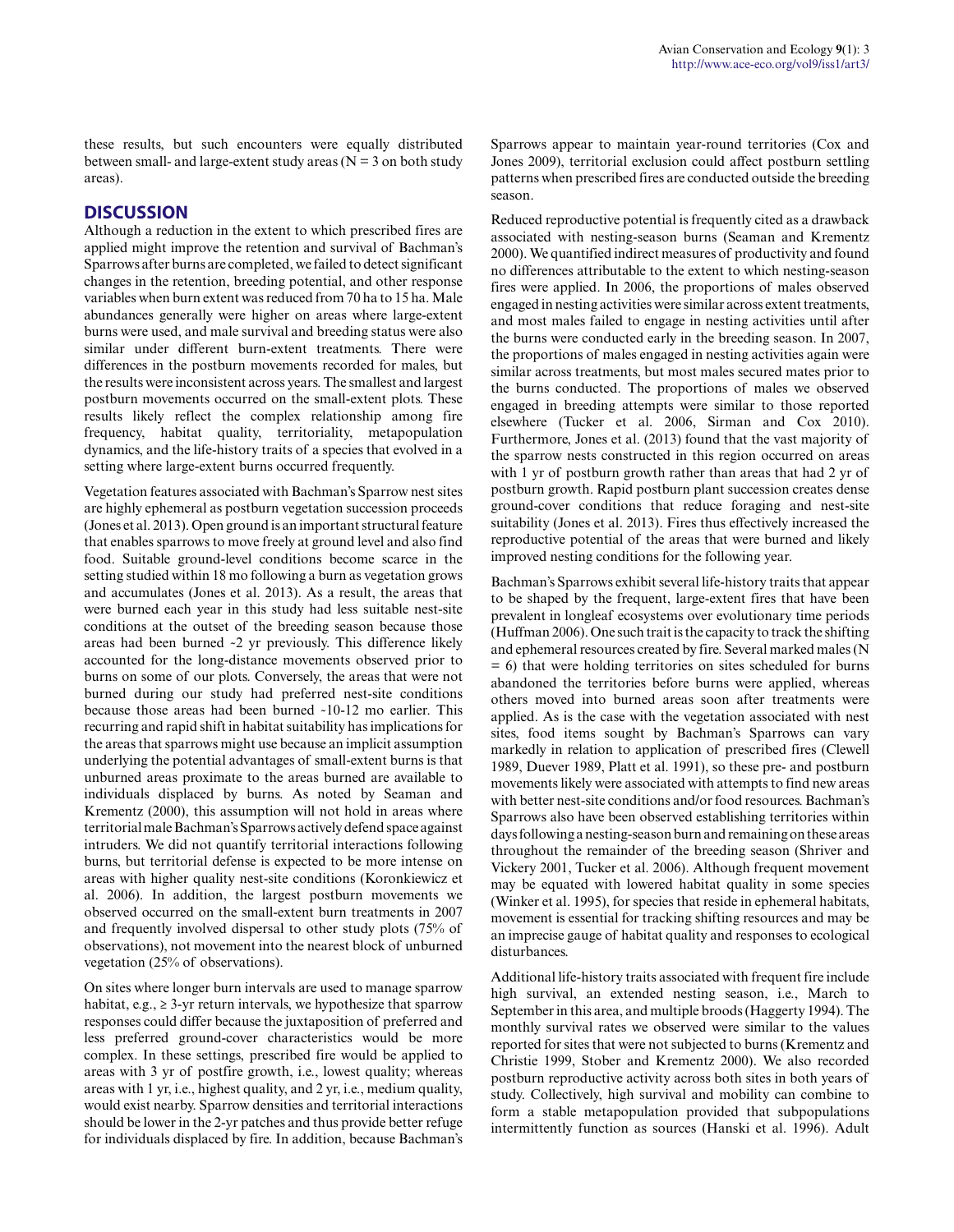these results, but such encounters were equally distributed between small- and large-extent study areas (N = 3 on both study areas).

## DISCUSSION

Although a reduction in the extent to which prescribed fires are applied might improve the retention and survival of Bachman's Sparrows after burns are completed, we failed to detect significant changes in the retention, breeding potential, and other response variables when burn extent was reduced from 70 ha to 15 ha. Male abundances generally were higher on areas where large-extent burns were used, and male survival and breeding status were also similar under different burn-extent treatments. There were differences in the postburn movements recorded for males, but the results were inconsistent across years. The smallest and largest postburn movements occurred on the small-extent plots. These results likely reflect the complex relationship among fire frequency, habitat quality, territoriality, metapopulation dynamics, and the life-history traits of a species that evolved in a setting where large-extent burns occurred frequently.

Vegetation features associated with Bachman's Sparrow nest sites are highly ephemeral as postburn vegetation succession proceeds (Jones et al. 2013). Open ground is an important structural feature that enables sparrows to move freely at ground level and also find food. Suitable ground-level conditions become scarce in the setting studied within 18 mo following a burn as vegetation grows and accumulates (Jones et al. 2013). As a result, the areas that were burned each year in this study had less suitable nest-site conditions at the outset of the breeding season because those areas had been burned ~2 yr previously. This difference likely accounted for the long-distance movements observed prior to burns on some of our plots. Conversely, the areas that were not burned during our study had preferred nest-site conditions because those areas had been burned ~10-12 mo earlier. This recurring and rapid shift in habitat suitability has implications for the areas that sparrows might use because an implicit assumption underlying the potential advantages of small-extent burns is that unburned areas proximate to the areas burned are available to individuals displaced by burns. As noted by Seaman and Krementz (2000), this assumption will not hold in areas where territorial male Bachman's Sparrows actively defend space against intruders. We did not quantify territorial interactions following burns, but territorial defense is expected to be more intense on areas with higher quality nest-site conditions (Koronkiewicz et al. 2006). In addition, the largest postburn movements we observed occurred on the small-extent burn treatments in 2007 and frequently involved dispersal to other study plots (75% of observations), not movement into the nearest block of unburned vegetation (25% of observations).

On sites where longer burn intervals are used to manage sparrow habitat, e.g., ≥ 3-yr return intervals, we hypothesize that sparrow responses could differ because the juxtaposition of preferred and less preferred ground-cover characteristics would be more complex. In these settings, prescribed fire would be applied to areas with 3 yr of postfire growth, i.e., lowest quality; whereas areas with 1 yr, i.e., highest quality, and 2 yr, i.e., medium quality, would exist nearby. Sparrow densities and territorial interactions should be lower in the 2-yr patches and thus provide better refuge for individuals displaced by fire. In addition, because Bachman's Sparrows appear to maintain year-round territories (Cox and Jones 2009), territorial exclusion could affect postburn settling patterns when prescribed fires are conducted outside the breeding season.

Reduced reproductive potential is frequently cited as a drawback associated with nesting-season burns (Seaman and Krementz 2000). We quantified indirect measures of productivity and found no differences attributable to the extent to which nesting-season fires were applied. In 2006, the proportions of males observed engaged in nesting activities were similar across extent treatments, and most males failed to engage in nesting activities until after the burns were conducted early in the breeding season. In 2007, the proportions of males engaged in nesting activities again were similar across treatments, but most males secured mates prior to the burns conducted. The proportions of males we observed engaged in breeding attempts were similar to those reported elsewhere (Tucker et al. 2006, Sirman and Cox 2010). Furthermore, Jones et al. (2013) found that the vast majority of the sparrow nests constructed in this region occurred on areas with 1 yr of postburn growth rather than areas that had 2 yr of postburn growth. Rapid postburn plant succession creates dense ground-cover conditions that reduce foraging and nest-site suitability (Jones et al. 2013). Fires thus effectively increased the reproductive potential of the areas that were burned and likely improved nesting conditions for the following year.

Bachman's Sparrows exhibit several life-history traits that appear to be shaped by the frequent, large-extent fires that have been prevalent in longleaf ecosystems over evolutionary time periods (Huffman 2006). One such trait is the capacity to track the shifting and ephemeral resources created by fire. Several marked males (N = 6) that were holding territories on sites scheduled for burns abandoned the territories before burns were applied, whereas others moved into burned areas soon after treatments were applied. As is the case with the vegetation associated with nest sites, food items sought by Bachman's Sparrows can vary markedly in relation to application of prescribed fires (Clewell 1989, Duever 1989, Platt et al. 1991), so these pre- and postburn movements likely were associated with attempts to find new areas with better nest-site conditions and/or food resources. Bachman's Sparrows also have been observed establishing territories within days following a nesting-season burn and remaining on these areas throughout the remainder of the breeding season (Shriver and Vickery 2001, Tucker et al. 2006). Although frequent movement may be equated with lowered habitat quality in some species (Winker et al. 1995), for species that reside in ephemeral habitats, movement is essential for tracking shifting resources and may be an imprecise gauge of habitat quality and responses to ecological disturbances.

Additional life-history traits associated with frequent fire include high survival, an extended nesting season, i.e., March to September in this area, and multiple broods (Haggerty 1994). The monthly survival rates we observed were similar to the values reported for sites that were not subjected to burns (Krementz and Christie 1999, Stober and Krementz 2000). We also recorded postburn reproductive activity across both sites in both years of study. Collectively, high survival and mobility can combine to form a stable metapopulation provided that subpopulations intermittently function as sources (Hanski et al. 1996). Adult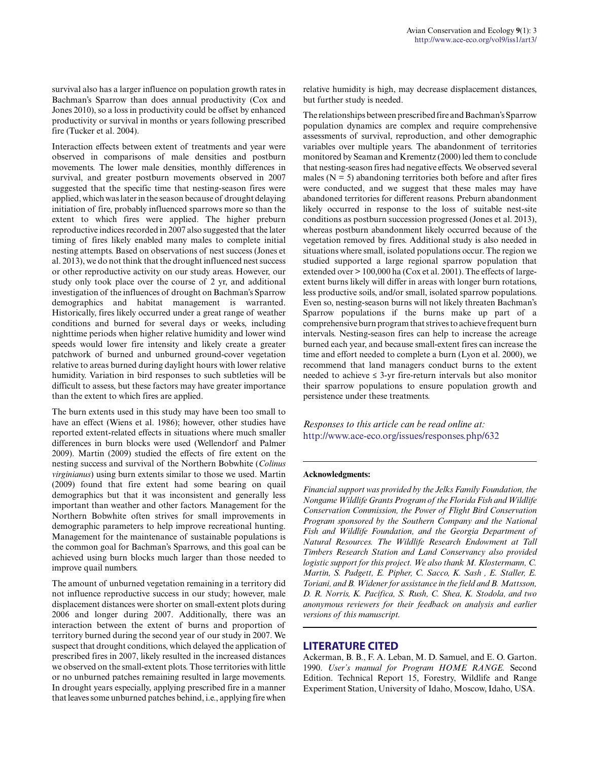survival also has a larger influence on population growth rates in Bachman's Sparrow than does annual productivity (Cox and Jones 2010), so a loss in productivity could be offset by enhanced productivity or survival in months or years following prescribed fire (Tucker et al. 2004).

Interaction effects between extent of treatments and year were observed in comparisons of male densities and postburn movements. The lower male densities, monthly differences in survival, and greater postburn movements observed in 2007 suggested that the specific time that nesting-season fires were applied, which was later in the season because of drought delaying initiation of fire, probably influenced sparrows more so than the extent to which fires were applied. The higher preburn reproductive indices recorded in 2007 also suggested that the later timing of fires likely enabled many males to complete initial nesting attempts. Based on observations of nest success (Jones et al. 2013), we do not think that the drought influenced nest success or other reproductive activity on our study areas. However, our study only took place over the course of 2 yr, and additional investigation of the influences of drought on Bachman's Sparrow demographics and habitat management is warranted. Historically, fires likely occurred under a great range of weather conditions and burned for several days or weeks, including nighttime periods when higher relative humidity and lower wind speeds would lower fire intensity and likely create a greater patchwork of burned and unburned ground-cover vegetation relative to areas burned during daylight hours with lower relative humidity. Variation in bird responses to such subtleties will be difficult to assess, but these factors may have greater importance than the extent to which fires are applied.

The burn extents used in this study may have been too small to have an effect (Wiens et al. 1986); however, other studies have reported extent-related effects in situations where much smaller differences in burn blocks were used (Wellendorf and Palmer 2009). Martin (2009) studied the effects of fire extent on the nesting success and survival of the Northern Bobwhite (*Colinus virginianus*) using burn extents similar to those we used. Martin (2009) found that fire extent had some bearing on quail demographics but that it was inconsistent and generally less important than weather and other factors. Management for the Northern Bobwhite often strives for small improvements in demographic parameters to help improve recreational hunting. Management for the maintenance of sustainable populations is the common goal for Bachman's Sparrows, and this goal can be achieved using burn blocks much larger than those needed to improve quail numbers.

The amount of unburned vegetation remaining in a territory did not influence reproductive success in our study; however, male displacement distances were shorter on small-extent plots during 2006 and longer during 2007. Additionally, there was an interaction between the extent of burns and proportion of territory burned during the second year of our study in 2007. We suspect that drought conditions, which delayed the application of prescribed fires in 2007, likely resulted in the increased distances we observed on the small-extent plots. Those territories with little or no unburned patches remaining resulted in large movements. In drought years especially, applying prescribed fire in a manner that leaves some unburned patches behind, i.e., applying fire when relative humidity is high, may decrease displacement distances, but further study is needed.

The relationships between prescribed fire and Bachman's Sparrow population dynamics are complex and require comprehensive assessments of survival, reproduction, and other demographic variables over multiple years. The abandonment of territories monitored by Seaman and Krementz (2000) led them to conclude that nesting-season fires had negative effects. We observed several males (N = 5) abandoning territories both before and after fires were conducted, and we suggest that these males may have abandoned territories for different reasons. Preburn abandonment likely occurred in response to the loss of suitable nest-site conditions as postburn succession progressed (Jones et al. 2013), whereas postburn abandonment likely occurred because of the vegetation removed by fires. Additional study is also needed in situations where small, isolated populations occur. The region we studied supported a large regional sparrow population that extended over > 100,000 ha (Cox et al. 2001). The effects of large-extent burns likely will differ in areas with longer burn rotations, less productive soils, and/or small, isolated sparrow populations. Even so, nesting-season burns will not likely threaten Bachman's Sparrow populations if the burns make up part of a comprehensive burn program that strives to achieve frequent burn intervals. Nesting-season fires can help to increase the acreage burned each year, and because small-extent fires can increase the time and effort needed to complete a burn (Lyon et al. 2000), we recommend that land managers conduct burns to the extent needed to achieve ≤ 3-yr fire-return intervals but also monitor their sparrow populations to ensure population growth and persistence under these treatments.

*Responses to this article can be read online at:*
http://www.ace-eco.org/issues/responses.php/632

**Acknowledgments:**

*Financial support was provided by the Jelks Family Foundation, the Nongame Wildlife Grants Program of the Florida Fish and Wildlife Conservation Commission, the Power of Flight Bird Conservation Program sponsored by the Southern Company and the National Fish and Wildlife Foundation, and the Georgia Department of Natural Resources. The Wildlife Research Endowment at Tall Timbers Research Station and Land Conservancy also provided logistic support for this project. We also thank M. Klostermann, C. Martin, S. Padgett, E. Pipher, C. Sacco, K. Sash , E. Staller, E. Toriani, and B. Widener for assistance in the field and B. Mattsson, D. R. Norris, K. Pacifica, S. Rush, C. Shea, K. Stodola, and two anonymous reviewers for their feedback on analysis and earlier versions of this manuscript.*

## LITERATURE CITED

Ackerman, B. B., F. A. Leban, M. D. Samuel, and E. O. Garton. 1990. *User's manual for Program HOME RANGE.* Second Edition. Technical Report 15, Forestry, Wildlife and Range Experiment Station, University of Idaho, Moscow, Idaho, USA.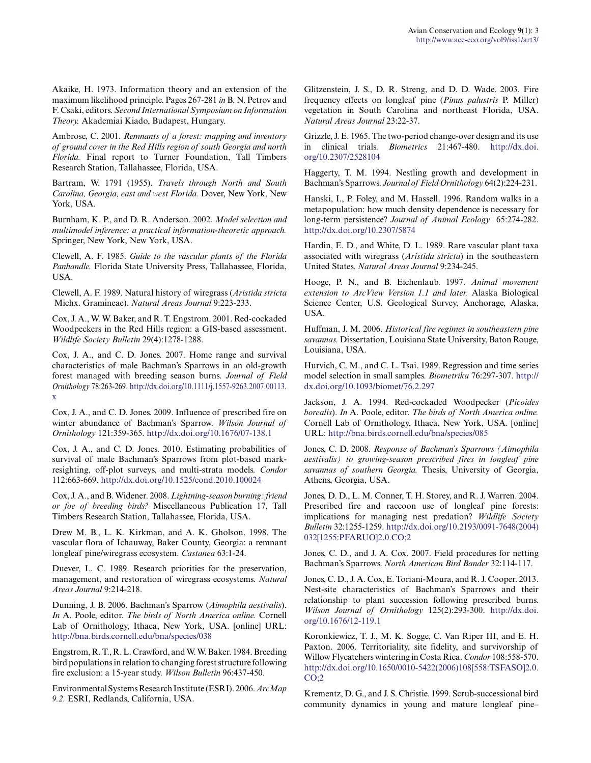Akaike, H. 1973. Information theory and an extension of the maximum likelihood principle. Pages 267-281 *in* B. N. Petrov and F. Csaki, editors. *Second International Symposium on Information Theory.* Akademiai Kiado, Budapest, Hungary.

Ambrose, C. 2001. *Remnants of a forest: mapping and inventory of ground cover in the Red Hills region of south Georgia and north Florida.* Final report to Turner Foundation, Tall Timbers Research Station, Tallahassee, Florida, USA.

Bartram, W. 1791 (1955). *Travels through North and South Carolina, Georgia, east and west Florida.* Dover, New York, New York, USA.

Burnham, K. P., and D. R. Anderson. 2002. *Model selection and multimodel inference: a practical information-theoretic approach.* Springer, New York, New York, USA.

Clewell, A. F. 1985. *Guide to the vascular plants of the Florida Panhandle.* Florida State University Press, Tallahassee, Florida, USA.

Clewell, A. F. 1989. Natural history of wiregrass (*Aristida stricta* Michx. Gramineae). *Natural Areas Journal* 9:223-233.

Cox, J. A., W. W. Baker, and R. T. Engstrom. 2001. Red-cockaded Woodpeckers in the Red Hills region: a GIS-based assessment. *Wildlife Society Bulletin* 29(4):1278-1288.

Cox, J. A., and C. D. Jones. 2007. Home range and survival characteristics of male Bachman's Sparrows in an old-growth forest managed with breeding season burns. *Journal of Field Ornithology* 78:263-269. http://dx.doi.org/10.1111/j.1557-9263.2007.00113.x

Cox, J. A., and C. D. Jones. 2009. Influence of prescribed fire on winter abundance of Bachman's Sparrow. *Wilson Journal of Ornithology* 121:359-365. http://dx.doi.org/10.1676/07-138.1

Cox, J. A., and C. D. Jones. 2010. Estimating probabilities of survival of male Bachman's Sparrows from plot-based mark-resighting, off-plot surveys, and multi-strata models. *Condor* 112:663-669. http://dx.doi.org/10.1525/cond.2010.100024

Cox, J. A., and B. Widener. 2008. *Lightning-season burning: friend or foe of breeding birds?* Miscellaneous Publication 17, Tall Timbers Research Station, Tallahassee, Florida, USA.

Drew M. B., L. K. Kirkman, and A. K. Gholson. 1998. The vascular flora of Ichauway, Baker County, Georgia: a remnant longleaf pine/wiregrass ecosystem. *Castanea* 63:1-24.

Duever, L. C. 1989. Research priorities for the preservation, management, and restoration of wiregrass ecosystems. *Natural Areas Journal* 9:214-218.

Dunning, J. B. 2006. Bachman's Sparrow (*Aimophila aestivalis*). *In* A. Poole, editor. *The birds of North America online.* Cornell Lab of Ornithology, Ithaca, New York, USA. [online] URL: http://bna.birds.cornell.edu/bna/species/038

Engstrom, R. T., R. L. Crawford, and W. W. Baker. 1984. Breeding bird populations in relation to changing forest structure following fire exclusion: a 15-year study. *Wilson Bulletin* 96:437-450.

Environmental Systems Research Institute (ESRI). 2006. *ArcMap 9.2.* ESRI, Redlands, California, USA.

Glitzenstein, J. S., D. R. Streng, and D. D. Wade. 2003. Fire frequency effects on longleaf pine (*Pinus palustris* P. Miller) vegetation in South Carolina and northeast Florida, USA. *Natural Areas Journal* 23:22-37.

Grizzle, J. E. 1965. The two-period change-over design and its use in clinical trials. *Biometrics* 21:467-480. http://dx.doi.org/10.2307/2528104

Haggerty, T. M. 1994. Nestling growth and development in Bachman's Sparrows. *Journal of Field Ornithology* 64(2):224-231.

Hanski, I., P. Foley, and M. Hassell. 1996. Random walks in a metapopulation: how much density dependence is necessary for long-term persistence? *Journal of Animal Ecology* 65:274-282. http://dx.doi.org/10.2307/5874

Hardin, E. D., and White, D. L. 1989. Rare vascular plant taxa associated with wiregrass (*Aristida stricta*) in the southeastern United States. *Natural Areas Journal* 9:234-245.

Hooge, P. N., and B. Eichenlaub. 1997. *Animal movement extension to ArcView Version 1.1 and later.* Alaska Biological Science Center, U.S. Geological Survey, Anchorage, Alaska, USA.

Huffman, J. M. 2006. *Historical fire regimes in southeastern pine savannas.* Dissertation, Louisiana State University, Baton Rouge, Louisiana, USA.

Hurvich, C. M., and C. L. Tsai. 1989. Regression and time series model selection in small samples. *Biometrika* 76:297-307. http://dx.doi.org/10.1093/biomet/76.2.297

Jackson, J. A. 1994. Red-cockaded Woodpecker (*Picoides borealis*). *In* A. Poole, editor. *The birds of North America online.* Cornell Lab of Ornithology, Ithaca, New York, USA. [online] URL: http://bna.birds.cornell.edu/bna/species/085

Jones, C. D. 2008. *Response of Bachman's Sparrows (Aimophila aestivalis) to growing-season prescribed fires in longleaf pine savannas of southern Georgia.* Thesis, University of Georgia, Athens, Georgia, USA.

Jones, D. D., L. M. Conner, T. H. Storey, and R. J. Warren. 2004. Prescribed fire and raccoon use of longleaf pine forests: implications for managing nest predation? *Wildlife Society Bulletin* 32:1255-1259. http://dx.doi.org/10.2193/0091-7648(2004)032[1255:PFARUO]2.0.CO;2

Jones, C. D., and J. A. Cox. 2007. Field procedures for netting Bachman's Sparrows. *North American Bird Bander* 32:114-117.

Jones, C. D., J. A. Cox, E. Toriani-Moura, and R. J. Cooper. 2013. Nest-site characteristics of Bachman's Sparrows and their relationship to plant succession following prescribed burns. *Wilson Journal of Ornithology* 125(2):293-300. http://dx.doi.org/10.1676/12-119.1

Koronkiewicz, T. J., M. K. Sogge, C. Van Riper III, and E. H. Paxton. 2006. Territoriality, site fidelity, and survivorship of Willow Flycatchers wintering in Costa Rica. *Condor* 108:558-570. http://dx.doi.org/10.1650/0010-5422(2006)108[558:TSFASO]2.0.CO;2

Krementz, D. G., and J. S. Christie. 1999. Scrub-successional bird community dynamics in young and mature longleaf pine–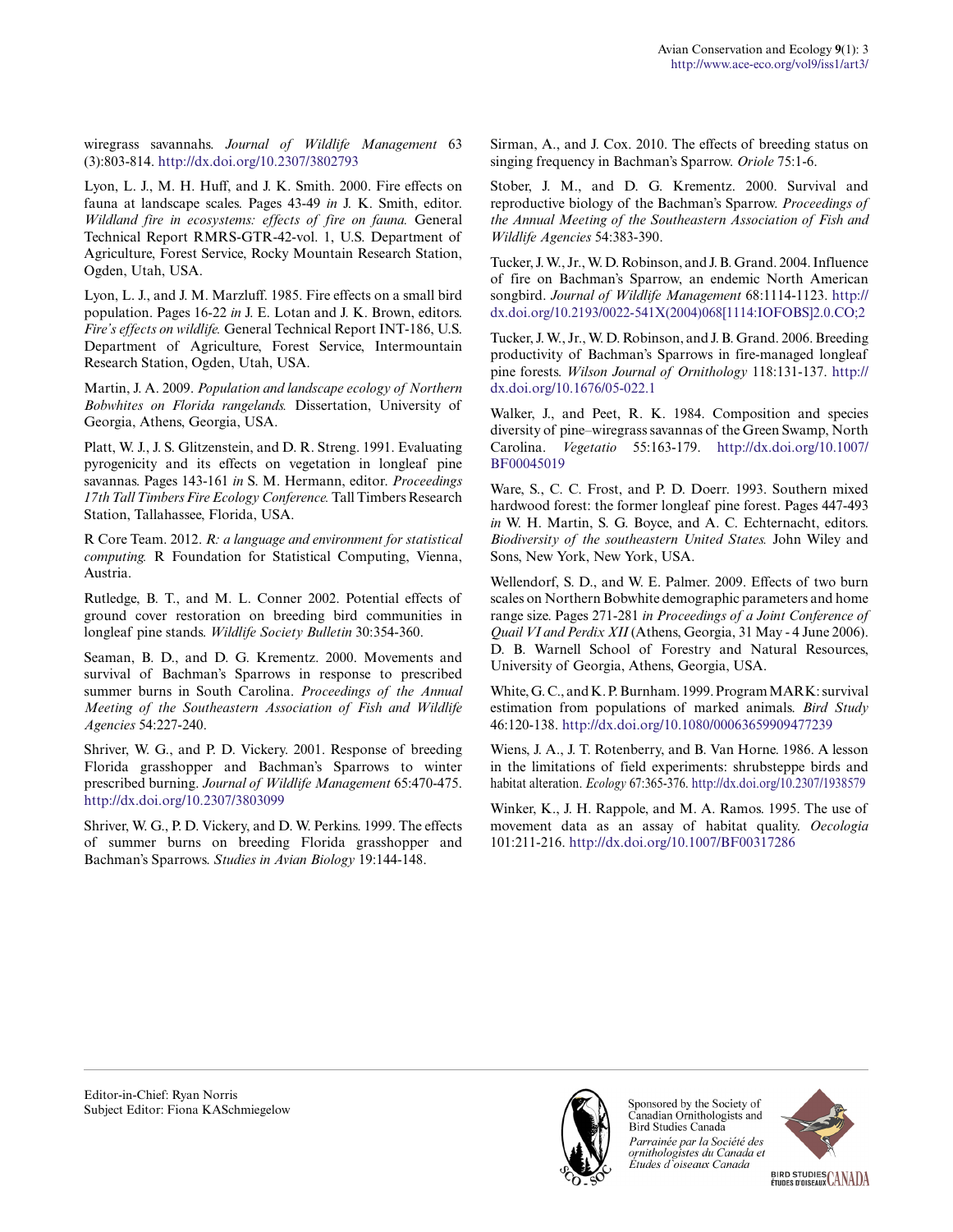wiregrass savannahs. *Journal of Wildlife Management* 63 (3):803-814. http://dx.doi.org/10.2307/3802793

Lyon, L. J., M. H. Huff, and J. K. Smith. 2000. Fire effects on fauna at landscape scales. Pages 43-49 *in* J. K. Smith, editor. *Wildland fire in ecosystems: effects of fire on fauna.* General Technical Report RMRS-GTR-42-vol. 1, U.S. Department of Agriculture, Forest Service, Rocky Mountain Research Station, Ogden, Utah, USA.

Lyon, L. J., and J. M. Marzluff. 1985. Fire effects on a small bird population. Pages 16-22 *in* J. E. Lotan and J. K. Brown, editors. *Fire's effects on wildlife.* General Technical Report INT-186, U.S. Department of Agriculture, Forest Service, Intermountain Research Station, Ogden, Utah, USA.

Martin, J. A. 2009. *Population and landscape ecology of Northern Bobwhites on Florida rangelands.* Dissertation, University of Georgia, Athens, Georgia, USA.

Platt, W. J., J. S. Glitzenstein, and D. R. Streng. 1991. Evaluating pyrogenicity and its effects on vegetation in longleaf pine savannas. Pages 143-161 *in* S. M. Hermann, editor. *Proceedings 17th Tall Timbers Fire Ecology Conference.* Tall Timbers Research Station, Tallahassee, Florida, USA.

R Core Team. 2012. *R: a language and environment for statistical computing.* R Foundation for Statistical Computing, Vienna, Austria.

Rutledge, B. T., and M. L. Conner 2002. Potential effects of ground cover restoration on breeding bird communities in longleaf pine stands. *Wildlife Society Bulletin* 30:354-360.

Seaman, B. D., and D. G. Krementz. 2000. Movements and survival of Bachman's Sparrows in response to prescribed summer burns in South Carolina. *Proceedings of the Annual Meeting of the Southeastern Association of Fish and Wildlife Agencies* 54:227-240.

Shriver, W. G., and P. D. Vickery. 2001. Response of breeding Florida grasshopper and Bachman's Sparrows to winter prescribed burning. *Journal of Wildlife Management* 65:470-475. http://dx.doi.org/10.2307/3803099

Shriver, W. G., P. D. Vickery, and D. W. Perkins. 1999. The effects of summer burns on breeding Florida grasshopper and Bachman's Sparrows. *Studies in Avian Biology* 19:144-148.

Sirman, A., and J. Cox. 2010. The effects of breeding status on singing frequency in Bachman's Sparrow. *Oriole* 75:1-6.

Stober, J. M., and D. G. Krementz. 2000. Survival and reproductive biology of the Bachman's Sparrow. *Proceedings of the Annual Meeting of the Southeastern Association of Fish and Wildlife Agencies* 54:383-390.

Tucker, J. W., Jr., W. D. Robinson, and J. B. Grand. 2004. Influence of fire on Bachman's Sparrow, an endemic North American songbird. *Journal of Wildlife Management* 68:1114-1123. http://dx.doi.org/10.2193/0022-541X(2004)068[1114:IOFOBS]2.0.CO;2

Tucker, J. W., Jr., W. D. Robinson, and J. B. Grand. 2006. Breeding productivity of Bachman's Sparrows in fire-managed longleaf pine forests. *Wilson Journal of Ornithology* 118:131-137. http://dx.doi.org/10.1676/05-022.1

Walker, J., and Peet, R. K. 1984. Composition and species diversity of pine–wiregrass savannas of the Green Swamp, North Carolina. *Vegetatio* 55:163-179. http://dx.doi.org/10.1007/BF00045019

Ware, S., C. C. Frost, and P. D. Doerr. 1993. Southern mixed hardwood forest: the former longleaf pine forest. Pages 447-493 *in* W. H. Martin, S. G. Boyce, and A. C. Echternacht, editors. *Biodiversity of the southeastern United States.* John Wiley and Sons, New York, New York, USA.

Wellendorf, S. D., and W. E. Palmer. 2009. Effects of two burn scales on Northern Bobwhite demographic parameters and home range size. Pages 271-281 *in Proceedings of a Joint Conference of Quail VI and Perdix XII* (Athens, Georgia, 31 May - 4 June 2006). D. B. Warnell School of Forestry and Natural Resources, University of Georgia, Athens, Georgia, USA.

White, G. C., and K. P. Burnham. 1999. Program MARK: survival estimation from populations of marked animals. *Bird Study* 46:120-138. http://dx.doi.org/10.1080/00063659909477239

Wiens, J. A., J. T. Rotenberry, and B. Van Horne. 1986. A lesson in the limitations of field experiments: shrubsteppe birds and habitat alteration. *Ecology* 67:365-376. http://dx.doi.org/10.2307/1938579

Winker, K., J. H. Rappole, and M. A. Ramos. 1995. The use of movement data as an assay of habitat quality. *Oecologia* 101:211-216. http://dx.doi.org/10.1007/BF00317286

Editor-in-Chief: Ryan Norris
Subject Editor: Fiona KASchmiegelow

Sponsored by the Society of Canadian Ornithologists and Bird Studies Canada
*Parrainée par la Société des ornithologistes du Canada et Études d'oiseaux Canada*